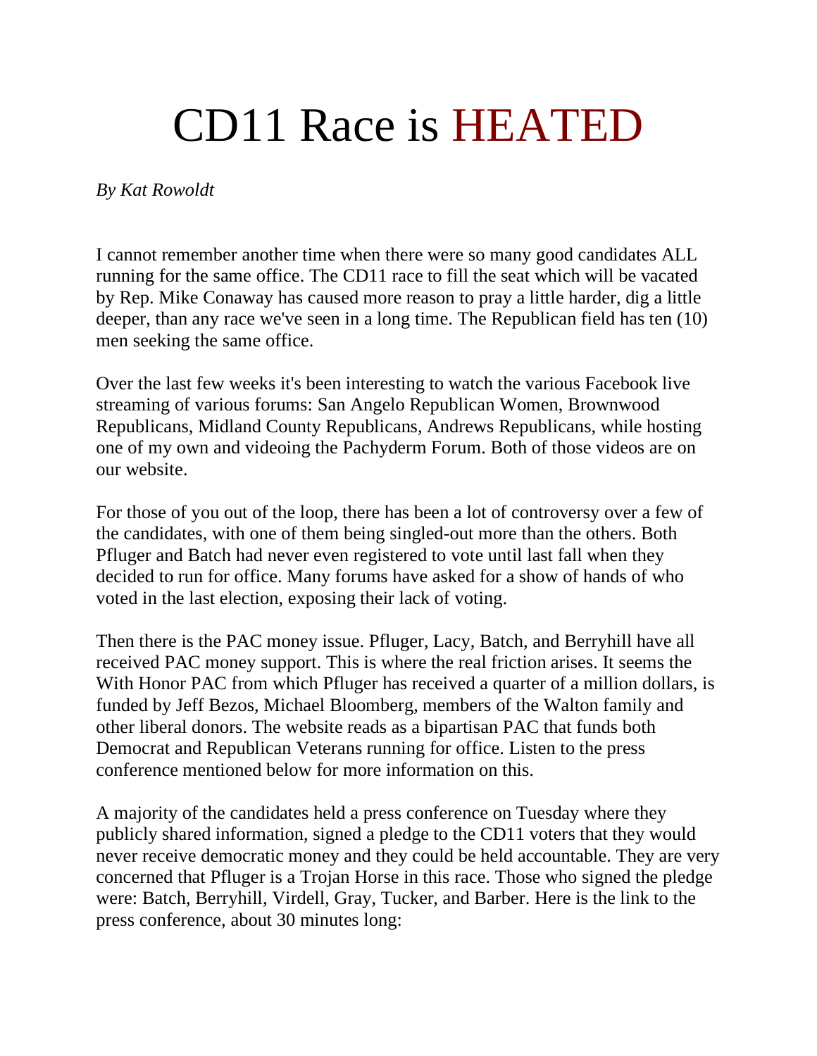# CD11 Race is HEATED

*By Kat Rowoldt*

I cannot remember another time when there were so many good candidates ALL running for the same office. The CD11 race to fill the seat which will be vacated by Rep. Mike Conaway has caused more reason to pray a little harder, dig a little deeper, than any race we've seen in a long time. The Republican field has ten (10) men seeking the same office.

Over the last few weeks it's been interesting to watch the various Facebook live streaming of various forums: San Angelo Republican Women, Brownwood Republicans, Midland County Republicans, Andrews Republicans, while hosting one of my own and videoing the Pachyderm Forum. Both of those videos are on our website.

For those of you out of the loop, there has been a lot of controversy over a few of the candidates, with one of them being singled-out more than the others. Both Pfluger and Batch had never even registered to vote until last fall when they decided to run for office. Many forums have asked for a show of hands of who voted in the last election, exposing their lack of voting.

Then there is the PAC money issue. Pfluger, Lacy, Batch, and Berryhill have all received PAC money support. This is where the real friction arises. It seems the With Honor PAC from which Pfluger has received a quarter of a million dollars, is funded by Jeff Bezos, Michael Bloomberg, members of the Walton family and other liberal donors. The website reads as a bipartisan PAC that funds both Democrat and Republican Veterans running for office. Listen to the press conference mentioned below for more information on this.

A majority of the candidates held a press conference on Tuesday where they publicly shared information, signed a pledge to the CD11 voters that they would never receive democratic money and they could be held accountable. They are very concerned that Pfluger is a Trojan Horse in this race. Those who signed the pledge were: Batch, Berryhill, Virdell, Gray, Tucker, and Barber. Here is the link to the press conference, about 30 minutes long: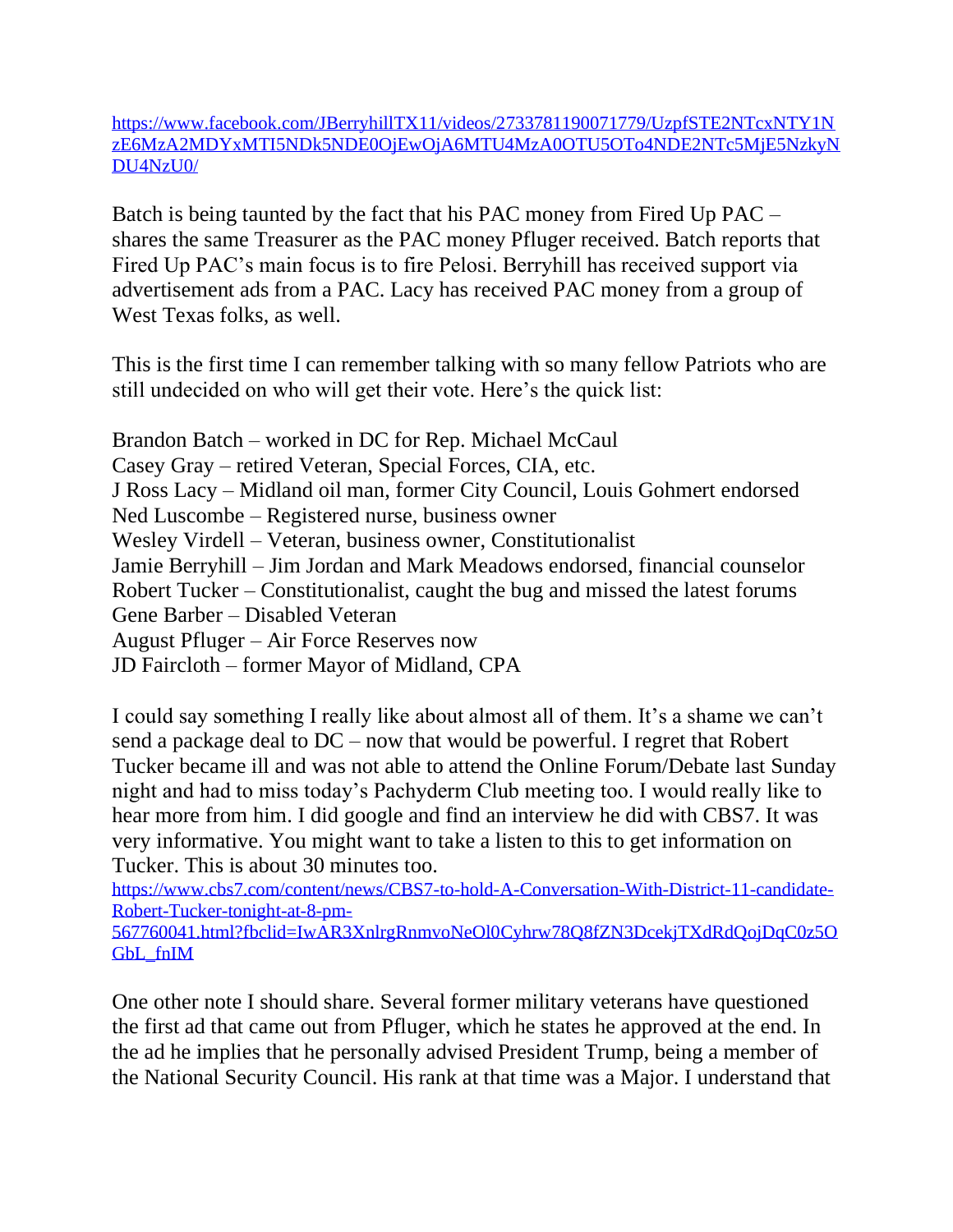https://www.facebook.com/JBerryhillTX11/videos/2733781190071779/UzpfSTE2NTcxNTY1NzE6MzA2MDYxMTI5NDk5NDE0OjEwOjA6MTU4MzA0OTU5OTo4NDE2NTc5MjE5NzkyNDU4NzU0/

Batch is being taunted by the fact that his PAC money from Fired Up PAC – shares the same Treasurer as the PAC money Pfluger received. Batch reports that Fired Up PAC's main focus is to fire Pelosi. Berryhill has received support via advertisement ads from a PAC. Lacy has received PAC money from a group of West Texas folks, as well.

This is the first time I can remember talking with so many fellow Patriots who are still undecided on who will get their vote. Here's the quick list:

Brandon Batch – worked in DC for Rep. Michael McCaul
Casey Gray – retired Veteran, Special Forces, CIA, etc.
J Ross Lacy – Midland oil man, former City Council, Louis Gohmert endorsed
Ned Luscombe – Registered nurse, business owner
Wesley Virdell – Veteran, business owner, Constitutionalist
Jamie Berryhill – Jim Jordan and Mark Meadows endorsed, financial counselor
Robert Tucker – Constitutionalist, caught the bug and missed the latest forums
Gene Barber – Disabled Veteran
August Pfluger – Air Force Reserves now
JD Faircloth – former Mayor of Midland, CPA

I could say something I really like about almost all of them. It's a shame we can't send a package deal to DC – now that would be powerful. I regret that Robert Tucker became ill and was not able to attend the Online Forum/Debate last Sunday night and had to miss today's Pachyderm Club meeting too. I would really like to hear more from him. I did google and find an interview he did with CBS7. It was very informative. You might want to take a listen to this to get information on Tucker. This is about 30 minutes too.
https://www.cbs7.com/content/news/CBS7-to-hold-A-Conversation-With-District-11-candidate-Robert-Tucker-tonight-at-8-pm-567760041.html?fbclid=IwAR3XnlrgRnmvoNeOl0Cyhrw78Q8fZN3DcekjTXdRdQojDqC0z5OGbL_fnIM

One other note I should share. Several former military veterans have questioned the first ad that came out from Pfluger, which he states he approved at the end. In the ad he implies that he personally advised President Trump, being a member of the National Security Council. His rank at that time was a Major. I understand that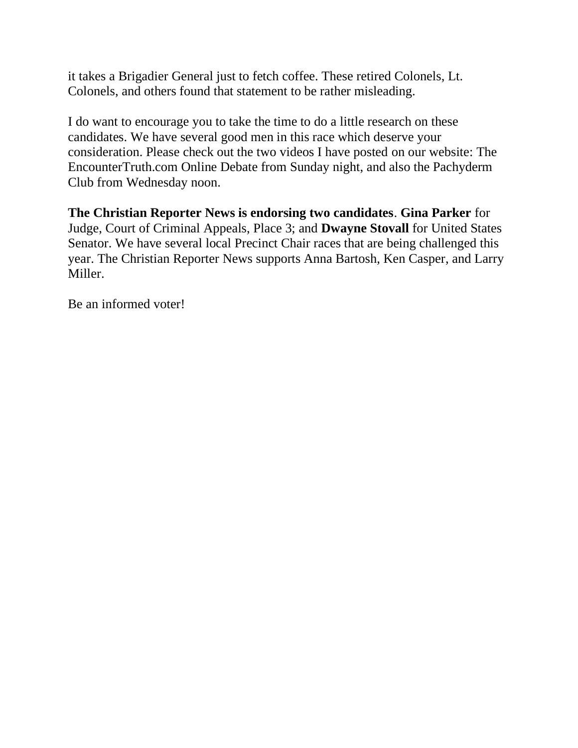it takes a Brigadier General just to fetch coffee. These retired Colonels, Lt. Colonels, and others found that statement to be rather misleading.

I do want to encourage you to take the time to do a little research on these candidates. We have several good men in this race which deserve your consideration. Please check out the two videos I have posted on our website: The EncounterTruth.com Online Debate from Sunday night, and also the Pachyderm Club from Wednesday noon.

**The Christian Reporter News is endorsing two candidates**. **Gina Parker** for Judge, Court of Criminal Appeals, Place 3; and **Dwayne Stovall** for United States Senator. We have several local Precinct Chair races that are being challenged this year. The Christian Reporter News supports Anna Bartosh, Ken Casper, and Larry Miller.

Be an informed voter!